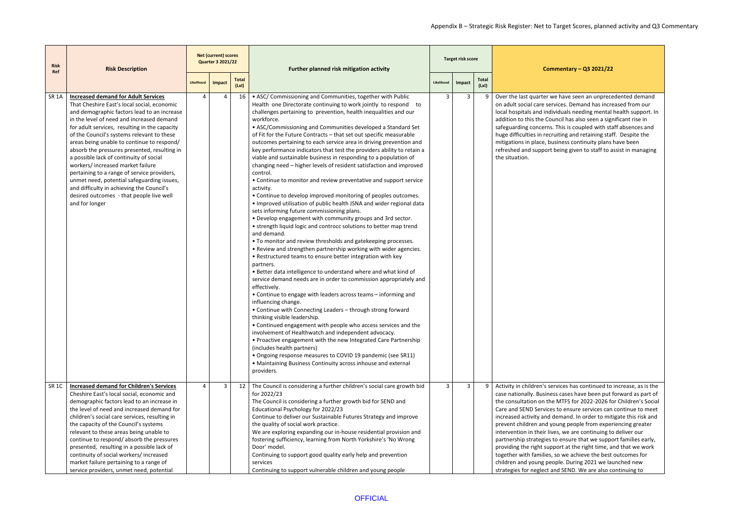# Appendix B – Strategic Risk Register: Net to Target Scores, planned activity and Q3 Commentary

| Risk Ref | Risk Description | Net (current) scores Quarter 3 2021/22 | | | Further planned risk mitigation activity | Target risk score | | | Commentary – Q3 2021/22 |
|---|---|---|---|---|---|---|---|---|---|
| | | Likelihood | Impact | Total (LxI) | | Likelihood | Impact | Total (LxI) | |
| SR 1A | **Increased demand for Adult Services** That Cheshire East's local social, economic and demographic factors lead to an increase in the level of need and increased demand for adult services, resulting in the capacity of the Council's systems relevant to these areas being unable to continue to respond/ absorb the pressures presented, resulting in a possible lack of continuity of social workers/ increased market failure pertaining to a range of service providers, unmet need, potential safeguarding issues, and difficulty in achieving the Council's desired outcomes - that people live well and for longer | 4 | 4 | 16 | • ASC/ Commissioning and Communities, together with Public Health one Directorate continuing to work jointly to respond to challenges pertaining to prevention, health inequalities and our workforce.<br>• ASC/Commissioning and Communities developed a Standard Set of Fit for the Future Contracts – that set out specific measurable outcomes pertaining to each service area in driving prevention and key performance indicators that test the providers ability to retain a viable and sustainable business in responding to a population of changing need – higher levels of resident satisfaction and improved control.<br>• Continue to monitor and review preventative and support service activity.<br>• Continue to develop improved monitoring of peoples outcomes.<br>• Improved utilisation of public health JSNA and wider regional data sets informing future commissioning plans.<br>• Develop engagement with community groups and 3rd sector.<br>• strength liquid logic and controcc solutions to better map trend and demand.<br>• To monitor and review thresholds and gatekeeping processes.<br>• Review and strengthen partnership working with wider agencies.<br>• Restructured teams to ensure better integration with key partners.<br>• Better data intelligence to understand where and what kind of service demand needs are in order to commission appropriately and effectively.<br>• Continue to engage with leaders across teams – informing and influencing change.<br>• Continue with Connecting Leaders – through strong forward thinking visible leadership.<br>• Continued engagement with people who access services and the involvement of Healthwatch and independent advocacy.<br>• Proactive engagement with the new Integrated Care Partnership (includes health partners)<br>• Ongoing response measures to COVID 19 pandemic (see SR11)<br>• Maintaining Business Continuity across inhouse and external providers. | 3 | 3 | 9 | Over the last quarter we have seen an unprecedented demand on adult social care services. Demand has increased from our local hospitals and individuals needing mental health support. In addition to this the Council has also seen a significant rise in safeguarding concerns. This is coupled with staff absences and huge difficulties in recruiting and retaining staff. Despite the mitigations in place, business continuity plans have been refreshed and support being given to staff to assist in managing the situation. |
| SR 1C | **Increased demand for Children's Services** Cheshire East's local social, economic and demographic factors lead to an increase in the level of need and increased demand for children's social care services, resulting in the capacity of the Council's systems relevant to these areas being unable to continue to respond/ absorb the pressures presented, resulting in a possible lack of continuity of social workers/ increased market failure pertaining to a range of service providers, unmet need, potential | 4 | 3 | 12 | The Council is considering a further children's social care growth bid for 2022/23<br>The Council is considering a further growth bid for SEND and Educational Psychology for 2022/23<br>Continue to deliver our Sustainable Futures Strategy and improve the quality of social work practice.<br>We are exploring expanding our in-house residential provision and fostering sufficiency, learning from North Yorkshire's 'No Wrong Door' model.<br>Continuing to support good quality early help and prevention services<br>Continuing to support vulnerable children and young people | 3 | 3 | 9 | Activity in children's services has continued to increase, as is the case nationally. Business cases have been put forward as part of the consultation on the MTFS for 2022-2026 for Children's Social Care and SEND Services to ensure services can continue to meet increased activity and demand. In order to mitigate this risk and prevent children and young people from experiencing greater intervention in their lives, we are continuing to deliver our partnership strategies to ensure that we support families early, providing the right support at the right time, and that we work together with families, so we achieve the best outcomes for children and young people. During 2021 we launched new strategies for neglect and SEND. We are also continuing to |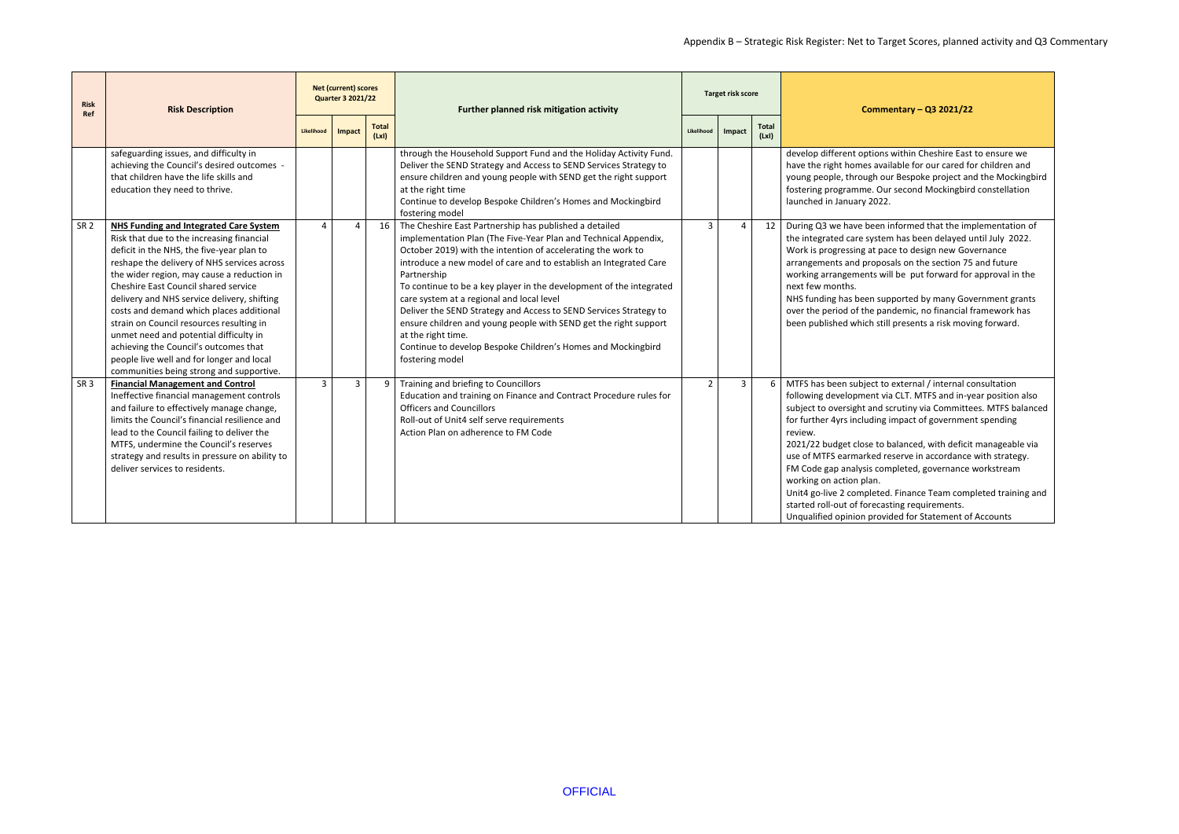Appendix B – Strategic Risk Register: Net to Target Scores, planned activity and Q3 Commentary

| Risk Ref | Risk Description | Net (current) scores Quarter 3 2021/22 | | | Further planned risk mitigation activity | Target risk score | | | Commentary – Q3 2021/22 |
|---|---|---|---|---|---|---|---|---|---|
| | | Likelihood | Impact | Total (LxI) | | Likelihood | Impact | Total (LxI) | |
| | safeguarding issues, and difficulty in achieving the Council's desired outcomes - that children have the life skills and education they need to thrive. | | | | through the Household Support Fund and the Holiday Activity Fund.<br>Deliver the SEND Strategy and Access to SEND Services Strategy to ensure children and young people with SEND get the right support at the right time<br>Continue to develop Bespoke Children's Homes and Mockingbird fostering model | | | | develop different options within Cheshire East to ensure we have the right homes available for our cared for children and young people, through our Bespoke project and the Mockingbird fostering programme. Our second Mockingbird constellation launched in January 2022. |
| SR 2 | **NHS Funding and Integrated Care System**<br>Risk that due to the increasing financial deficit in the NHS, the five-year plan to reshape the delivery of NHS services across the wider region, may cause a reduction in Cheshire East Council shared service delivery and NHS service delivery, shifting costs and demand which places additional strain on Council resources resulting in unmet need and potential difficulty in achieving the Council's outcomes that people live well and for longer and local communities being strong and supportive. | 4 | 4 | 16 | The Cheshire East Partnership has published a detailed implementation Plan (The Five-Year Plan and Technical Appendix, October 2019) with the intention of accelerating the work to introduce a new model of care and to establish an Integrated Care Partnership<br>To continue to be a key player in the development of the integrated care system at a regional and local level<br>Deliver the SEND Strategy and Access to SEND Services Strategy to ensure children and young people with SEND get the right support at the right time.<br>Continue to develop Bespoke Children's Homes and Mockingbird fostering model | 3 | 4 | 12 | During Q3 we have been informed that the implementation of the integrated care system has been delayed until July 2022. Work is progressing at pace to design new Governance arrangements and proposals on the section 75 and future working arrangements will be put forward for approval in the next few months.<br>NHS funding has been supported by many Government grants over the period of the pandemic, no financial framework has been published which still presents a risk moving forward. |
| SR 3 | **Financial Management and Control**<br>Ineffective financial management controls and failure to effectively manage change, limits the Council's financial resilience and lead to the Council failing to deliver the MTFS, undermine the Council's reserves strategy and results in pressure on ability to deliver services to residents. | 3 | 3 | 9 | Training and briefing to Councillors<br>Education and training on Finance and Contract Procedure rules for Officers and Councillors<br>Roll-out of Unit4 self serve requirements<br>Action Plan on adherence to FM Code | 2 | 3 | 6 | MTFS has been subject to external / internal consultation following development via CLT. MTFS and in-year position also subject to oversight and scrutiny via Committees. MTFS balanced for further 4yrs including impact of government spending review.<br>2021/22 budget close to balanced, with deficit manageable via use of MTFS earmarked reserve in accordance with strategy.<br>FM Code gap analysis completed, governance workstream working on action plan.<br>Unit4 go-live 2 completed. Finance Team completed training and started roll-out of forecasting requirements.<br>Unqualified opinion provided for Statement of Accounts |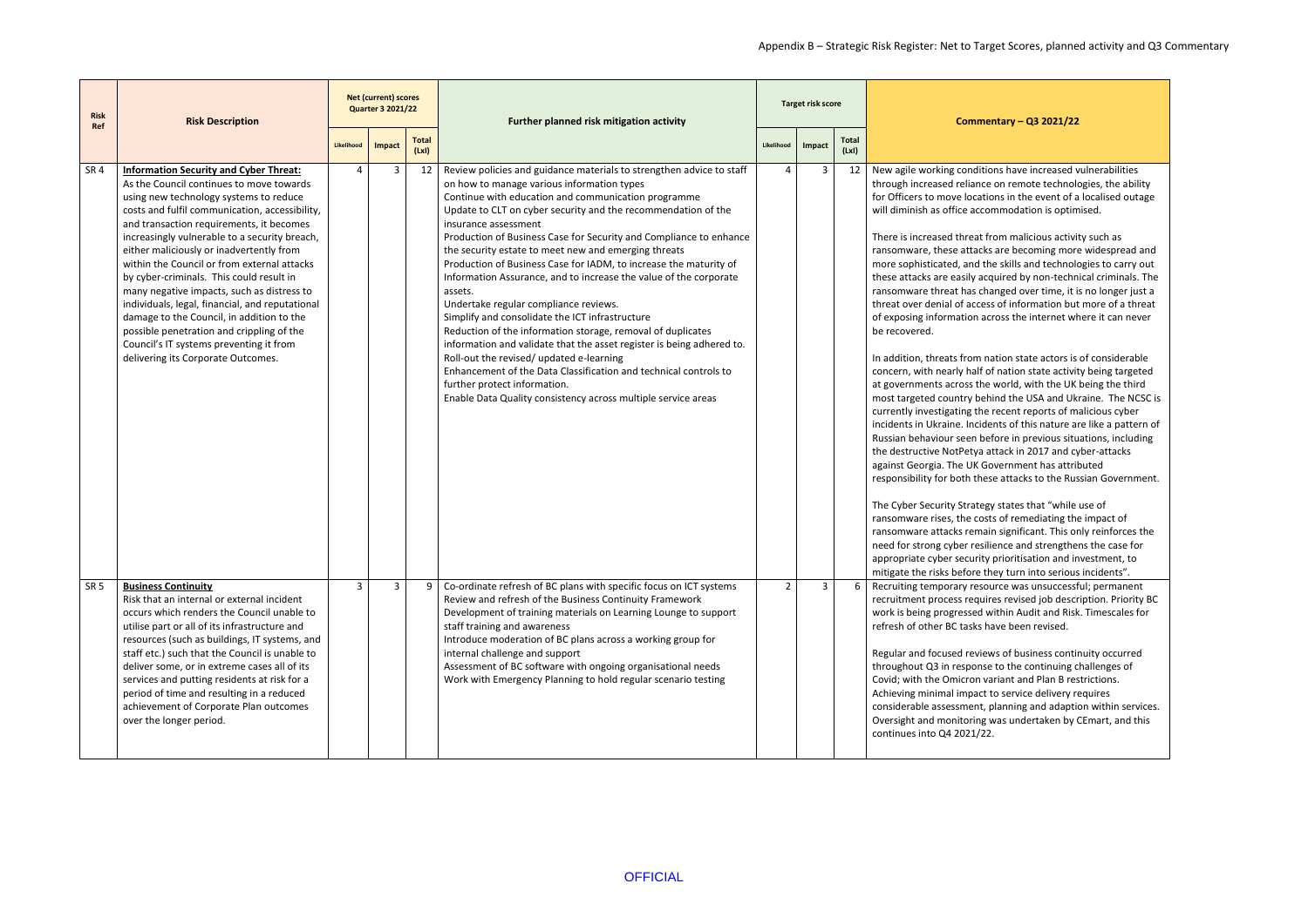Appendix B – Strategic Risk Register: Net to Target Scores, planned activity and Q3 Commentary

| Risk Ref | Risk Description | Net (current) scores Quarter 3 2021/22 | | | Further planned risk mitigation activity | Target risk score | | | Commentary – Q3 2021/22 |
|---|---|---|---|---|---|---|---|---|---|
| | | Likelihood | Impact | Total (LxI) | | Likelihood | Impact | Total (LxI) | |
| SR 4 | **Information Security and Cyber Threat:** As the Council continues to move towards using new technology systems to reduce costs and fulfil communication, accessibility, and transaction requirements, it becomes increasingly vulnerable to a security breach, either maliciously or inadvertently from within the Council or from external attacks by cyber-criminals. This could result in many negative impacts, such as distress to individuals, legal, financial, and reputational damage to the Council, in addition to the possible penetration and crippling of the Council's IT systems preventing it from delivering its Corporate Outcomes. | 4 | 3 | 12 | Review policies and guidance materials to strengthen advice to staff on how to manage various information types<br>Continue with education and communication programme<br>Update to CLT on cyber security and the recommendation of the insurance assessment<br>Production of Business Case for Security and Compliance to enhance the security estate to meet new and emerging threats<br>Production of Business Case for IADM, to increase the maturity of Information Assurance, and to increase the value of the corporate assets.<br>Undertake regular compliance reviews.<br>Simplify and consolidate the ICT infrastructure<br>Reduction of the information storage, removal of duplicates information and validate that the asset register is being adhered to.<br>Roll-out the revised/ updated e-learning<br>Enhancement of the Data Classification and technical controls to further protect information.<br>Enable Data Quality consistency across multiple service areas | 4 | 3 | 12 | New agile working conditions have increased vulnerabilities through increased reliance on remote technologies, the ability for Officers to move locations in the event of a localised outage will diminish as office accommodation is optimised.<br><br>There is increased threat from malicious activity such as ransomware, these attacks are becoming more widespread and more sophisticated, and the skills and technologies to carry out these attacks are easily acquired by non-technical criminals. The ransomware threat has changed over time, it is no longer just a threat over denial of access of information but more of a threat of exposing information across the internet where it can never be recovered.<br><br>In addition, threats from nation state actors is of considerable concern, with nearly half of nation state activity being targeted at governments across the world, with the UK being the third most targeted country behind the USA and Ukraine. The NCSC is currently investigating the recent reports of malicious cyber incidents in Ukraine. Incidents of this nature are like a pattern of Russian behaviour seen before in previous situations, including the destructive NotPetya attack in 2017 and cyber-attacks against Georgia. The UK Government has attributed responsibility for both these attacks to the Russian Government.<br><br>The Cyber Security Strategy states that "while use of ransomware rises, the costs of remediating the impact of ransomware attacks remain significant. This only reinforces the need for strong cyber resilience and strengthens the case for appropriate cyber security prioritisation and investment, to mitigate the risks before they turn into serious incidents". |
| SR 5 | **Business Continuity** Risk that an internal or external incident occurs which renders the Council unable to utilise part or all of its infrastructure and resources (such as buildings, IT systems, and staff etc.) such that the Council is unable to deliver some, or in extreme cases all of its services and putting residents at risk for a period of time and resulting in a reduced achievement of Corporate Plan outcomes over the longer period. | 3 | 3 | 9 | Co-ordinate refresh of BC plans with specific focus on ICT systems<br>Review and refresh of the Business Continuity Framework<br>Development of training materials on Learning Lounge to support staff training and awareness<br>Introduce moderation of BC plans across a working group for internal challenge and support<br>Assessment of BC software with ongoing organisational needs<br>Work with Emergency Planning to hold regular scenario testing | 2 | 3 | 6 | Recruiting temporary resource was unsuccessful; permanent recruitment process requires revised job description. Priority BC work is being progressed within Audit and Risk. Timescales for refresh of other BC tasks have been revised.<br><br>Regular and focused reviews of business continuity occurred throughout Q3 in response to the continuing challenges of Covid; with the Omicron variant and Plan B restrictions. Achieving minimal impact to service delivery requires considerable assessment, planning and adaption within services. Oversight and monitoring was undertaken by CEmart, and this continues into Q4 2021/22. |

OFFICIAL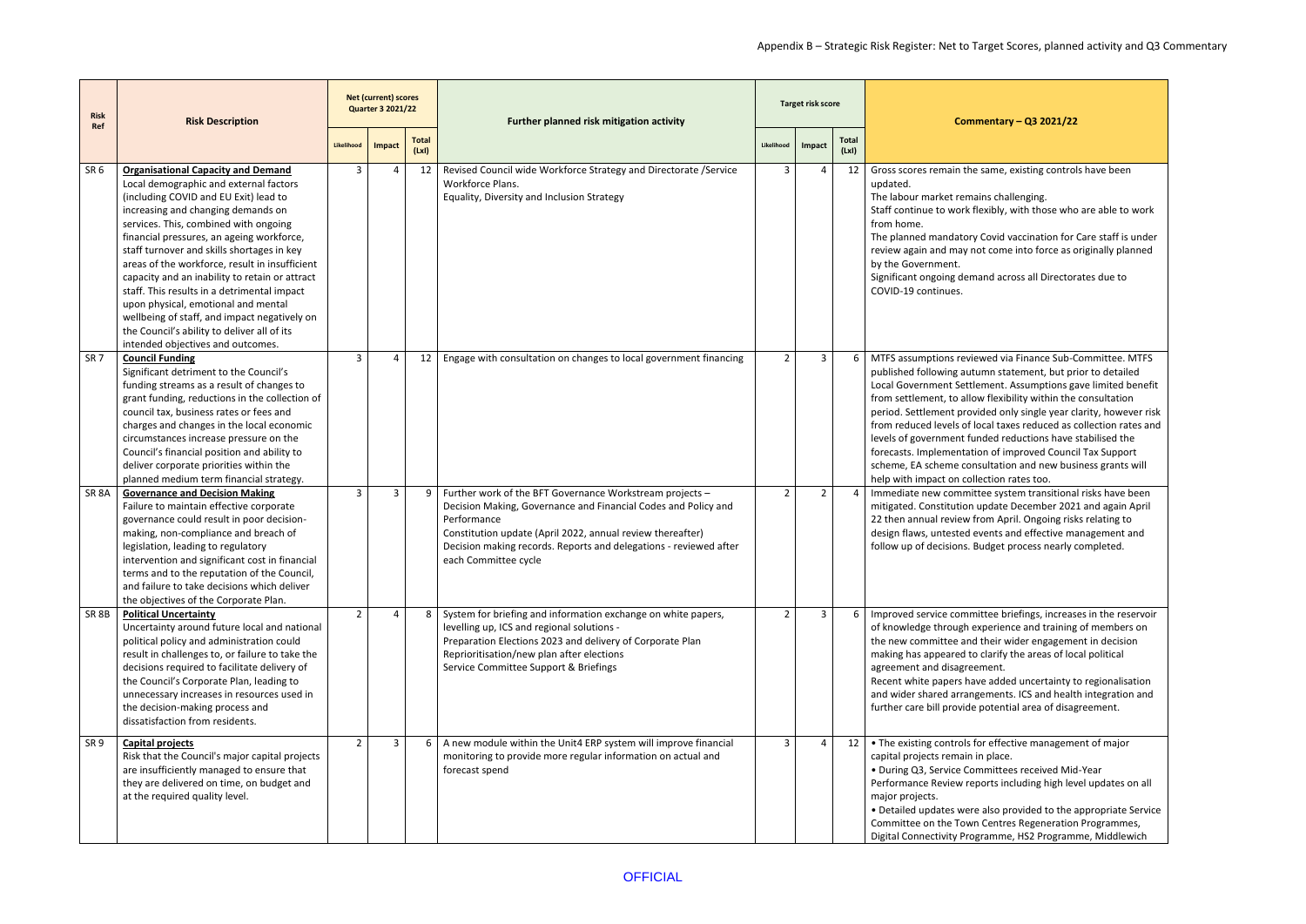Appendix B – Strategic Risk Register: Net to Target Scores, planned activity and Q3 Commentary

| Risk Ref | Risk Description | Net (current) scores Quarter 3 2021/22 | | | Further planned risk mitigation activity | Target risk score | | | Commentary – Q3 2021/22 |
|---|---|---|---|---|---|---|---|---|---|
| | | Likelihood | Impact | Total (LxI) | | Likelihood | Impact | Total (LxI) | |
| SR 6 | **Organisational Capacity and Demand** Local demographic and external factors (including COVID and EU Exit) lead to increasing and changing demands on services. This, combined with ongoing financial pressures, an ageing workforce, staff turnover and skills shortages in key areas of the workforce, result in insufficient capacity and an inability to retain or attract staff. This results in a detrimental impact upon physical, emotional and mental wellbeing of staff, and impact negatively on the Council's ability to deliver all of its intended objectives and outcomes. | 3 | 4 | 12 | Revised Council wide Workforce Strategy and Directorate /Service Workforce Plans. Equality, Diversity and Inclusion Strategy | 3 | 4 | 12 | Gross scores remain the same, existing controls have been updated. The labour market remains challenging. Staff continue to work flexibly, with those who are able to work from home. The planned mandatory Covid vaccination for Care staff is under review again and may not come into force as originally planned by the Government. Significant ongoing demand across all Directorates due to COVID-19 continues. |
| SR 7 | **Council Funding** Significant detriment to the Council's funding streams as a result of changes to grant funding, reductions in the collection of council tax, business rates or fees and charges and changes in the local economic circumstances increase pressure on the Council's financial position and ability to deliver corporate priorities within the planned medium term financial strategy. | 3 | 4 | 12 | Engage with consultation on changes to local government financing | 2 | 3 | 6 | MTFS assumptions reviewed via Finance Sub-Committee. MTFS published following autumn statement, but prior to detailed Local Government Settlement. Assumptions gave limited benefit from settlement, to allow flexibility within the consultation period. Settlement provided only single year clarity, however risk from reduced levels of local taxes reduced as collection rates and levels of government funded reductions have stabilised the forecasts. Implementation of improved Council Tax Support scheme, EA scheme consultation and new business grants will help with impact on collection rates too. |
| SR 8A | **Governance and Decision Making** Failure to maintain effective corporate governance could result in poor decision-making, non-compliance and breach of legislation, leading to regulatory intervention and significant cost in financial terms and to the reputation of the Council, and failure to take decisions which deliver the objectives of the Corporate Plan. | 3 | 3 | 9 | Further work of the BFT Governance Workstream projects – Decision Making, Governance and Financial Codes and Policy and Performance Constitution update (April 2022, annual review thereafter) Decision making records. Reports and delegations - reviewed after each Committee cycle | 2 | 2 | 4 | Immediate new committee system transitional risks have been mitigated. Constitution update December 2021 and again April 22 then annual review from April. Ongoing risks relating to design flaws, untested events and effective management and follow up of decisions. Budget process nearly completed. |
| SR 8B | **Political Uncertainty** Uncertainty around future local and national political policy and administration could result in challenges to, or failure to take the decisions required to facilitate delivery of the Council's Corporate Plan, leading to unnecessary increases in resources used in the decision-making process and dissatisfaction from residents. | 2 | 4 | 8 | System for briefing and information exchange on white papers, levelling up, ICS and regional solutions - Preparation Elections 2023 and delivery of Corporate Plan Reprioritisation/new plan after elections Service Committee Support & Briefings | 2 | 3 | 6 | Improved service committee briefings, increases in the reservoir of knowledge through experience and training of members on the new committee and their wider engagement in decision making has appeared to clarify the areas of local political agreement and disagreement. Recent white papers have added uncertainty to regionalisation and wider shared arrangements. ICS and health integration and further care bill provide potential area of disagreement. |
| SR 9 | **Capital projects** Risk that the Council's major capital projects are insufficiently managed to ensure that they are delivered on time, on budget and at the required quality level. | 2 | 3 | 6 | A new module within the Unit4 ERP system will improve financial monitoring to provide more regular information on actual and forecast spend | 3 | 4 | 12 | • The existing controls for effective management of major capital projects remain in place. • During Q3, Service Committees received Mid-Year Performance Review reports including high level updates on all major projects. • Detailed updates were also provided to the appropriate Service Committee on the Town Centres Regeneration Programmes, Digital Connectivity Programme, HS2 Programme, Middlewich |

OFFICIAL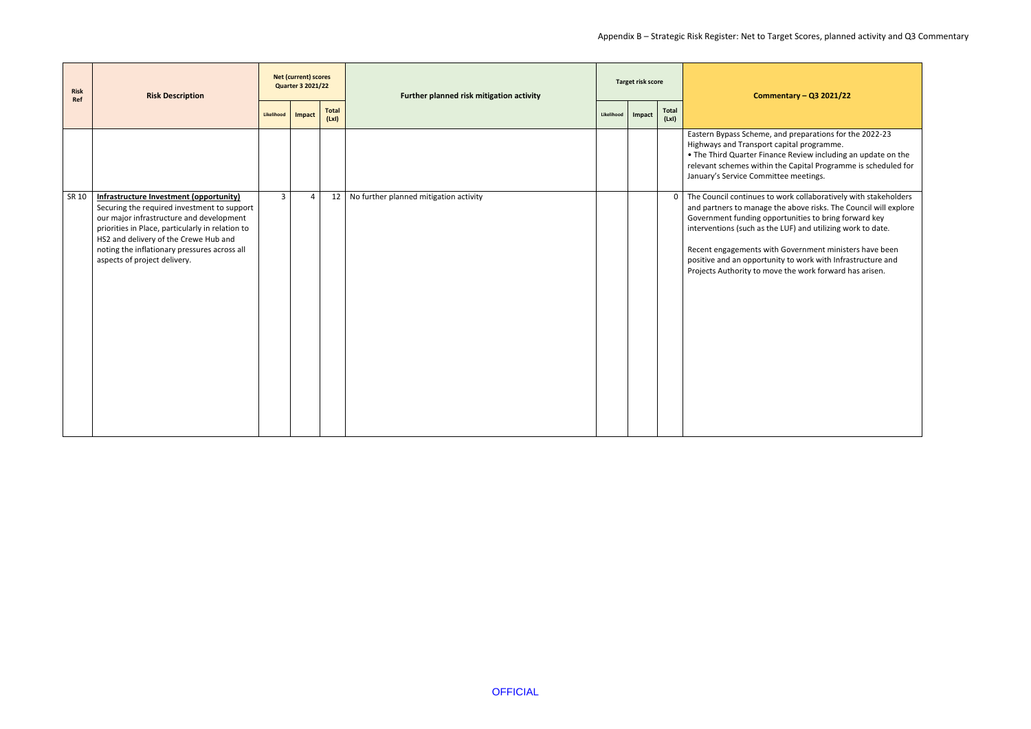| Risk Ref | Risk Description | Net (current) scores Quarter 3 2021/22 | | | Further planned risk mitigation activity | Target risk score | | | Commentary – Q3 2021/22 |
|---|---|---|---|---|---|---|---|---|---|
| | | Likelihood | Impact | Total (LxI) | | Likelihood | Impact | Total (LxI) | |
| | | | | | | | | | Eastern Bypass Scheme, and preparations for the 2022-23 Highways and Transport capital programme.<br>• The Third Quarter Finance Review including an update on the relevant schemes within the Capital Programme is scheduled for January's Service Committee meetings. |
| SR 10 | **Infrastructure Investment (opportunity)**<br>Securing the required investment to support our major infrastructure and development priorities in Place, particularly in relation to HS2 and delivery of the Crewe Hub and noting the inflationary pressures across all aspects of project delivery. | 3 | 4 | 12 | No further planned mitigation activity | | | 0 | The Council continues to work collaboratively with stakeholders and partners to manage the above risks. The Council will explore Government funding opportunities to bring forward key interventions (such as the LUF) and utilizing work to date.<br><br>Recent engagements with Government ministers have been positive and an opportunity to work with Infrastructure and Projects Authority to move the work forward has arisen. |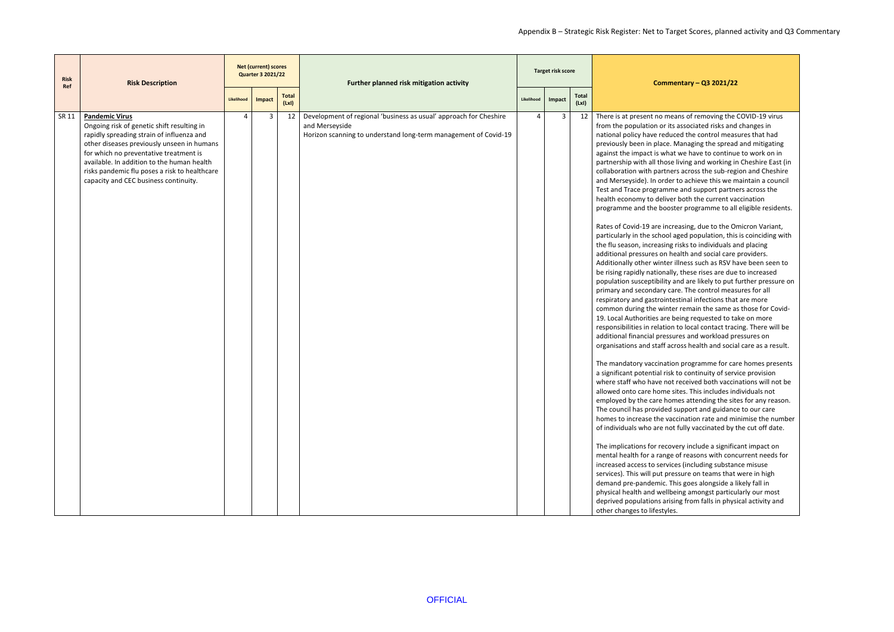Appendix B – Strategic Risk Register: Net to Target Scores, planned activity and Q3 Commentary

| Risk Ref | Risk Description | Net (current) scores Quarter 3 2021/22 | | | Further planned risk mitigation activity | Target risk score | | | Commentary – Q3 2021/22 |
|---|---|---|---|---|---|---|---|---|---|
| | | Likelihood | Impact | Total (LxI) | | Likelihood | Impact | Total (LxI) | |
| SR 11 | **Pandemic Virus**<br>Ongoing risk of genetic shift resulting in rapidly spreading strain of influenza and other diseases previously unseen in humans for which no preventative treatment is available. In addition to the human health risks pandemic flu poses a risk to healthcare capacity and CEC business continuity. | 4 | 3 | 12 | Development of regional 'business as usual' approach for Cheshire and Merseyside<br>Horizon scanning to understand long-term management of Covid-19 | 4 | 3 | 12 | There is at present no means of removing the COVID-19 virus from the population or its associated risks and changes in national policy have reduced the control measures that had previously been in place. Managing the spread and mitigating against the impact is what we have to continue to work on in partnership with all those living and working in Cheshire East (in collaboration with partners across the sub-region and Cheshire and Merseyside). In order to achieve this we maintain a council Test and Trace programme and support partners across the health economy to deliver both the current vaccination programme and the booster programme to all eligible residents.<br><br>Rates of Covid-19 are increasing, due to the Omicron Variant, particularly in the school aged population, this is coinciding with the flu season, increasing risks to individuals and placing additional pressures on health and social care providers. Additionally other winter illness such as RSV have been seen to be rising rapidly nationally, these rises are due to increased population susceptibility and are likely to put further pressure on primary and secondary care. The control measures for all respiratory and gastrointestinal infections that are more common during the winter remain the same as those for Covid-19. Local Authorities are being requested to take on more responsibilities in relation to local contact tracing. There will be additional financial pressures and workload pressures on organisations and staff across health and social care as a result.<br><br>The mandatory vaccination programme for care homes presents a significant potential risk to continuity of service provision where staff who have not received both vaccinations will not be allowed onto care home sites. This includes individuals not employed by the care homes attending the sites for any reason. The council has provided support and guidance to our care homes to increase the vaccination rate and minimise the number of individuals who are not fully vaccinated by the cut off date.<br><br>The implications for recovery include a significant impact on mental health for a range of reasons with concurrent needs for increased access to services (including substance misuse services). This will put pressure on teams that were in high demand pre-pandemic. This goes alongside a likely fall in physical health and wellbeing amongst particularly our most deprived populations arising from falls in physical activity and other changes to lifestyles. |

OFFICIAL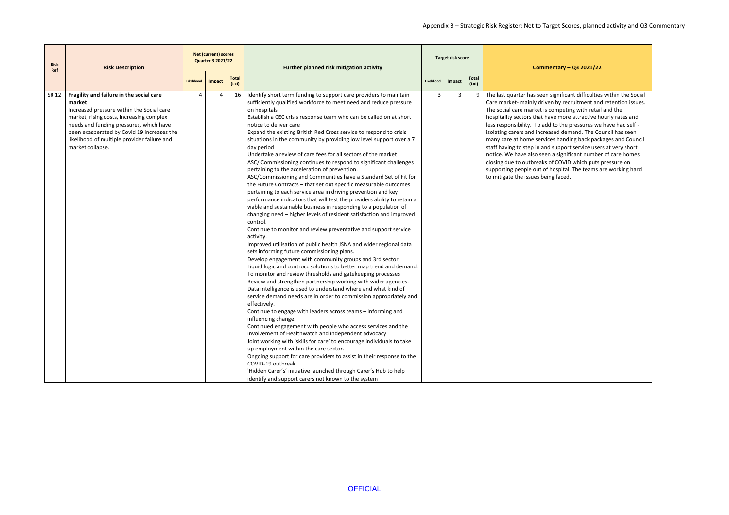Appendix B – Strategic Risk Register: Net to Target Scores, planned activity and Q3 Commentary

| Risk Ref | Risk Description | Net (current) scores Quarter 3 2021/22 | | | Further planned risk mitigation activity | Target risk score | | | Commentary – Q3 2021/22 |
|---|---|---|---|---|---|---|---|---|---|
| | | Likelihood | Impact | Total (LxI) | | Likelihood | Impact | Total (LxI) | |
| SR 12 | **Fragility and failure in the social care market**<br>Increased pressure within the Social care market, rising costs, increasing complex needs and funding pressures, which have been exasperated by Covid 19 increases the likelihood of multiple provider failure and market collapse. | 4 | 4 | 16 | Identify short term funding to support care providers to maintain sufficiently qualified workforce to meet need and reduce pressure on hospitals<br>Establish a CEC crisis response team who can be called on at short notice to deliver care<br>Expand the existing British Red Cross service to respond to crisis situations in the community by providing low level support over a 7 day period<br>Undertake a review of care fees for all sectors of the market<br>ASC/ Commissioning continues to respond to significant challenges pertaining to the acceleration of prevention.<br>ASC/Commissioning and Communities have a Standard Set of Fit for the Future Contracts – that set out specific measurable outcomes pertaining to each service area in driving prevention and key performance indicators that will test the providers ability to retain a viable and sustainable business in responding to a population of changing need – higher levels of resident satisfaction and improved control.<br>Continue to monitor and review preventative and support service activity.<br>Improved utilisation of public health JSNA and wider regional data sets informing future commissioning plans.<br>Develop engagement with community groups and 3rd sector.<br>Liquid logic and controcc solutions to better map trend and demand.<br>To monitor and review thresholds and gatekeeping processes<br>Review and strengthen partnership working with wider agencies.<br>Data intelligence is used to understand where and what kind of service demand needs are in order to commission appropriately and effectively.<br>Continue to engage with leaders across teams – informing and influencing change.<br>Continued engagement with people who access services and the involvement of Healthwatch and independent advocacy<br>Joint working with 'skills for care' to encourage individuals to take up employment within the care sector.<br>Ongoing support for care providers to assist in their response to the COVID-19 outbreak<br>'Hidden Carer's' initiative launched through Carer's Hub to help identify and support carers not known to the system | 3 | 3 | 9 | The last quarter has seen significant difficulties within the Social Care market- mainly driven by recruitment and retention issues. The social care market is competing with retail and the hospitality sectors that have more attractive hourly rates and less responsibility. To add to the pressures we have had self - isolating carers and increased demand. The Council has seen many care at home services handing back packages and Council staff having to step in and support service users at very short notice. We have also seen a significant number of care homes closing due to outbreaks of COVID which puts pressure on supporting people out of hospital. The teams are working hard to mitigate the issues being faced. |

OFFICIAL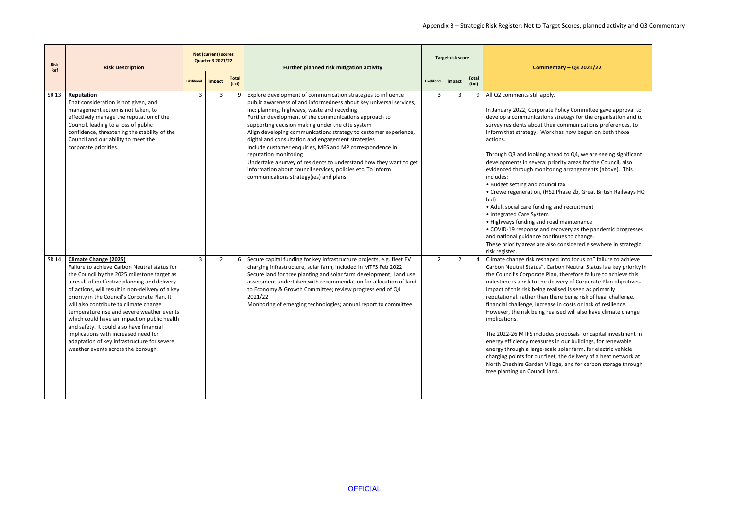Appendix B – Strategic Risk Register: Net to Target Scores, planned activity and Q3 Commentary

| Risk Ref | Risk Description | Net (current) scores Quarter 3 2021/22 | | | Further planned risk mitigation activity | Target risk score | | | Commentary – Q3 2021/22 |
|---|---|---|---|---|---|---|---|---|---|
| | | Likelihood | Impact | Total (LxI) | | Likelihood | Impact | Total (LxI) | |
| SR 13 | **Reputation** That consideration is not given, and management action is not taken, to effectively manage the reputation of the Council, leading to a loss of public confidence, threatening the stability of the Council and our ability to meet the corporate priorities. | 3 | 3 | 9 | Explore development of communication strategies to influence public awareness of and informedness about key universal services, inc: planning, highways, waste and recycling<br>Further development of the communications approach to supporting decision making under the ctte system<br>Align developing communications strategy to customer experience, digital and consultation and engagement strategies<br>Include customer enquiries, MES and MP correspondence in reputation monitoring<br>Undertake a survey of residents to understand how they want to get information about council services, policies etc. To inform communications strategy(ies) and plans | 3 | 3 | 9 | All Q2 comments still apply.<br><br>In January 2022, Corporate Policy Committee gave approval to develop a communications strategy for the organisation and to survey residents about their communications preferences, to inform that strategy. Work has now begun on both those actions.<br><br>Through Q3 and looking ahead to Q4, we are seeing significant developments in several priority areas for the Council, also evidenced through monitoring arrangements (above). This includes:<br>• Budget setting and council tax<br>• Crewe regeneration, (HS2 Phase 2b, Great British Railways HQ bid)<br>• Adult social care funding and recruitment<br>• Integrated Care System<br>• Highways funding and road maintenance<br>• COVID-19 response and recovery as the pandemic progresses and national guidance continues to change.<br>These priority areas are also considered elsewhere in strategic risk register. |
| SR 14 | **Climate Change (2025)** Failure to achieve Carbon Neutral status for the Council by the 2025 milestone target as a result of ineffective planning and delivery of actions, will result in non-delivery of a key priority in the Council's Corporate Plan. It will also contribute to climate change temperature rise and severe weather events which could have an impact on public health and safety. It could also have financial implications with increased need for adaptation of key infrastructure for severe weather events across the borough. | 3 | 2 | 6 | Secure capital funding for key infrastructure projects, e.g. fleet EV charging infrastructure, solar farm, included in MTFS Feb 2022<br>Secure land for tree planting and solar farm development; Land use assessment undertaken with recommendation for allocation of land to Economy & Growth Committee; review progress end of Q4 2021/22<br>Monitoring of emerging technologies; annual report to committee | 2 | 2 | 4 | Climate change risk reshaped into focus on" failure to achieve Carbon Neutral Status". Carbon Neutral Status is a key priority in the Council's Corporate Plan, therefore failure to achieve this milestone is a risk to the delivery of Corporate Plan objectives. Impact of this risk being realised is seen as primarily reputational, rather than there being risk of legal challenge, financial challenge, increase in costs or lack of resilience. However, the risk being realised will also have climate change implications.<br><br>The 2022-26 MTFS includes proposals for capital investment in energy efficiency measures in our buildings, for renewable energy through a large-scale solar farm, for electric vehicle charging points for our fleet, the delivery of a heat network at North Cheshire Garden Village, and for carbon storage through tree planting on Council land. |

OFFICIAL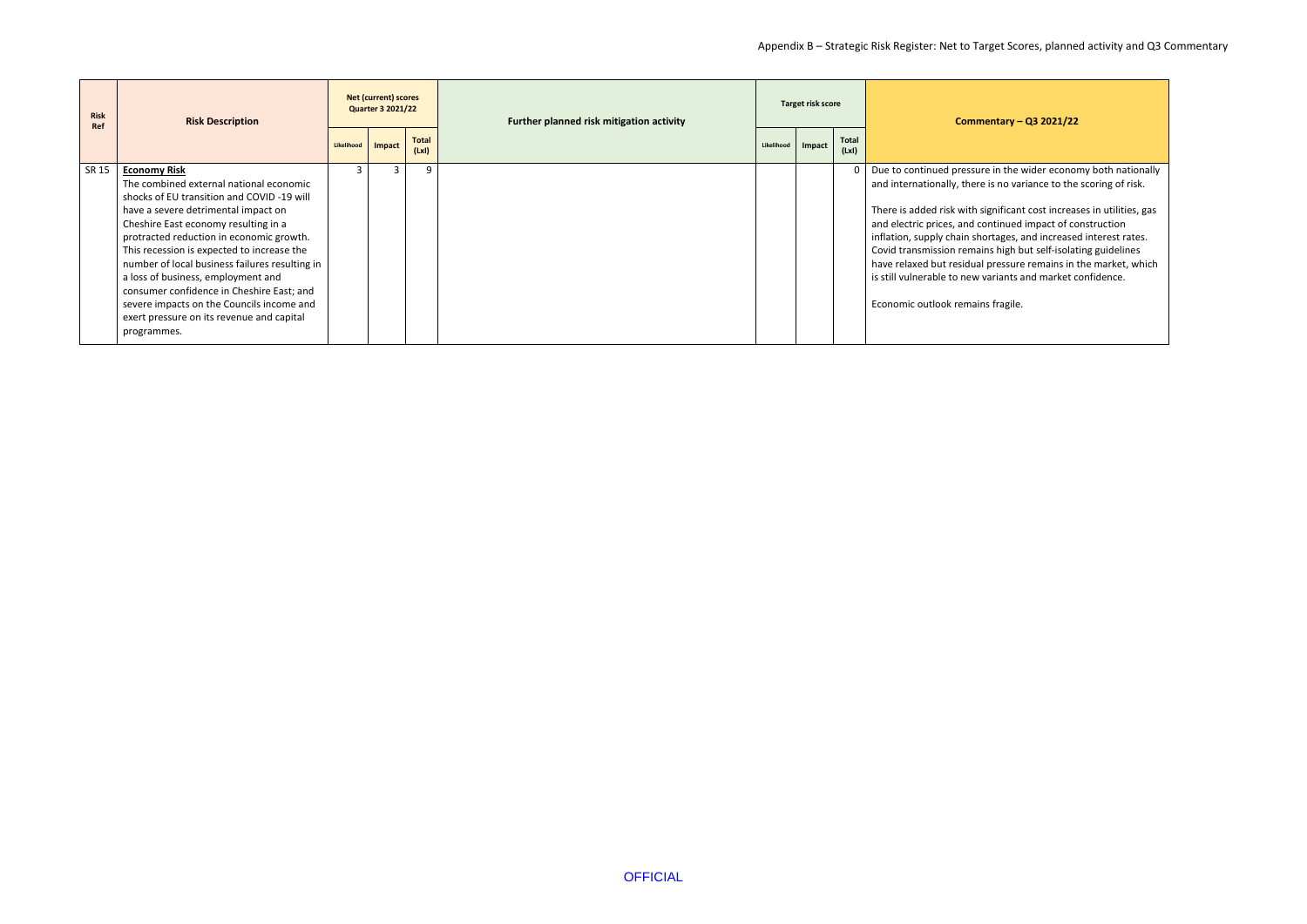Appendix B – Strategic Risk Register: Net to Target Scores, planned activity and Q3 Commentary

| Risk Ref | Risk Description | Net (current) scores Quarter 3 2021/22 | | | Further planned risk mitigation activity | Target risk score | | | Commentary – Q3 2021/22 |
|---|---|---|---|---|---|---|---|---|---|
| | | Likelihood | Impact | Total (LxI) | | Likelihood | Impact | Total (LxI) | |
| SR 15 | **Economy Risk** The combined external national economic shocks of EU transition and COVID -19 will have a severe detrimental impact on Cheshire East economy resulting in a protracted reduction in economic growth. This recession is expected to increase the number of local business failures resulting in a loss of business, employment and consumer confidence in Cheshire East; and severe impacts on the Councils income and exert pressure on its revenue and capital programmes. | 3 | 3 | 9 | | | | 0 | Due to continued pressure in the wider economy both nationally and internationally, there is no variance to the scoring of risk. There is added risk with significant cost increases in utilities, gas and electric prices, and continued impact of construction inflation, supply chain shortages, and increased interest rates. Covid transmission remains high but self-isolating guidelines have relaxed but residual pressure remains in the market, which is still vulnerable to new variants and market confidence. Economic outlook remains fragile. |

OFFICIAL